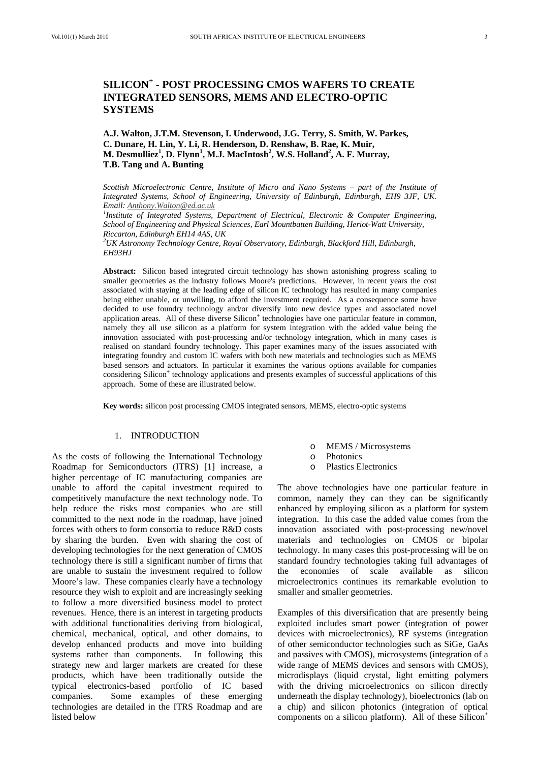# SILICON+ - POST PROCESSING CMOS WAFERS TO CREATE INTEGRATED SENSORS, MEMS AND ELECTRO-OPTIC SYSTEMS

**A.J. Walton, J.T.M. Stevenson, I. Underwood, J.G. Terry, S. Smith, W. Parkes, C. Dunare, H. Lin, Y. Li, R. Henderson, D. Renshaw, B. Rae, K. Muir, M. Desmulliez[1], D. Flynn[1], M.J. MacIntosh[2], W.S. Holland[2], A. F. Murray, T.B. Tang and A. Bunting**

*Scottish Microelectronic Centre, Institute of Micro and Nano Systems – part of the Institute of Integrated Systems, School of Engineering, University of Edinburgh, Edinburgh, EH9 3JF, UK. Email: Anthony.Walton@ed.ac.uk*

*[1]Institute of Integrated Systems, Department of Electrical, Electronic & Computer Engineering, School of Engineering and Physical Sciences, Earl Mountbatten Building, Heriot-Watt University, Riccarton, Edinburgh EH14 4AS, UK*

*[2]UK Astronomy Technology Centre, Royal Observatory, Edinburgh, Blackford Hill, Edinburgh, EH93HJ*

**Abstract:** Silicon based integrated circuit technology has shown astonishing progress scaling to smaller geometries as the industry follows Moore's predictions. However, in recent years the cost associated with staying at the leading edge of silicon IC technology has resulted in many companies being either unable, or unwilling, to afford the investment required. As a consequence some have decided to use foundry technology and/or diversify into new device types and associated novel application areas. All of these diverse Silicon+ technologies have one particular feature in common, namely they all use silicon as a platform for system integration with the added value being the innovation associated with post-processing and/or technology integration, which in many cases is realised on standard foundry technology. This paper examines many of the issues associated with integrating foundry and custom IC wafers with both new materials and technologies such as MEMS based sensors and actuators. In particular it examines the various options available for companies considering Silicon+ technology applications and presents examples of successful applications of this approach. Some of these are illustrated below.

**Key words:** silicon post processing CMOS integrated sensors, MEMS, electro-optic systems

## 1. INTRODUCTION

As the costs of following the International Technology Roadmap for Semiconductors (ITRS) [1] increase, a higher percentage of IC manufacturing companies are unable to afford the capital investment required to competitively manufacture the next technology node. To help reduce the risks most companies who are still committed to the next node in the roadmap, have joined forces with others to form consortia to reduce R&D costs by sharing the burden. Even with sharing the cost of developing technologies for the next generation of CMOS technology there is still a significant number of firms that are unable to sustain the investment required to follow Moore's law. These companies clearly have a technology resource they wish to exploit and are increasingly seeking to follow a more diversified business model to protect revenues. Hence, there is an interest in targeting products with additional functionalities deriving from biological, chemical, mechanical, optical, and other domains, to develop enhanced products and move into building systems rather than components. In following this strategy new and larger markets are created for these products, which have been traditionally outside the typical electronics-based portfolio of IC based companies. Some examples of these emerging technologies are detailed in the ITRS Roadmap and are listed below

- MEMS / Microsystems
- Photonics
- Plastics Electronics

The above technologies have one particular feature in common, namely they can they can be significantly enhanced by employing silicon as a platform for system integration. In this case the added value comes from the innovation associated with post-processing new/novel materials and technologies on CMOS or bipolar technology. In many cases this post-processing will be on standard foundry technologies taking full advantages of the economies of scale available as silicon microelectronics continues its remarkable evolution to smaller and smaller geometries.

Examples of this diversification that are presently being exploited includes smart power (integration of power devices with microelectronics), RF systems (integration of other semiconductor technologies such as SiGe, GaAs and passives with CMOS), microsystems (integration of a wide range of MEMS devices and sensors with CMOS), microdisplays (liquid crystal, light emitting polymers with the driving microelectronics on silicon directly underneath the display technology), bioelectronics (lab on a chip) and silicon photonics (integration of optical components on a silicon platform). All of these Silicon+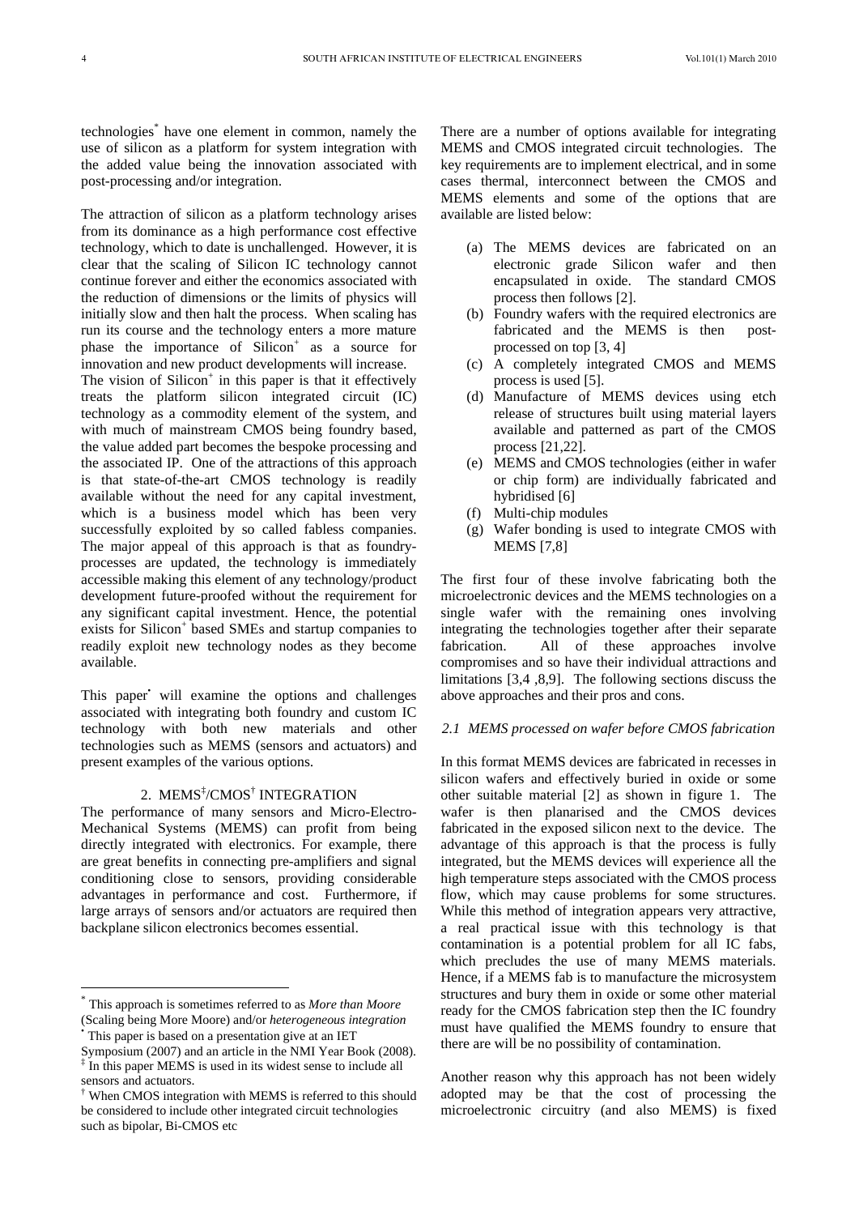technologies* have one element in common, namely the use of silicon as a platform for system integration with the added value being the innovation associated with post-processing and/or integration.

The attraction of silicon as a platform technology arises from its dominance as a high performance cost effective technology, which to date is unchallenged. However, it is clear that the scaling of Silicon IC technology cannot continue forever and either the economics associated with the reduction of dimensions or the limits of physics will initially slow and then halt the process. When scaling has run its course and the technology enters a more mature phase the importance of Silicon+ as a source for innovation and new product developments will increase.

The vision of Silicon+ in this paper is that it effectively treats the platform silicon integrated circuit (IC) technology as a commodity element of the system, and with much of mainstream CMOS being foundry based, the value added part becomes the bespoke processing and the associated IP. One of the attractions of this approach is that state-of-the-art CMOS technology is readily available without the need for any capital investment, which is a business model which has been very successfully exploited by so called fabless companies. The major appeal of this approach is that as foundry-processes are updated, the technology is immediately accessible making this element of any technology/product development future-proofed without the requirement for any significant capital investment. Hence, the potential exists for Silicon+ based SMEs and startup companies to readily exploit new technology nodes as they become available.

This paper• will examine the options and challenges associated with integrating both foundry and custom IC technology with both new materials and other technologies such as MEMS (sensors and actuators) and present examples of the various options.

## 2. MEMS‡/CMOS† INTEGRATION

The performance of many sensors and Micro-Electro-Mechanical Systems (MEMS) can profit from being directly integrated with electronics. For example, there are great benefits in connecting pre-amplifiers and signal conditioning close to sensors, providing considerable advantages in performance and cost. Furthermore, if large arrays of sensors and/or actuators are required then backplane silicon electronics becomes essential.

There are a number of options available for integrating MEMS and CMOS integrated circuit technologies. The key requirements are to implement electrical, and in some cases thermal, interconnect between the CMOS and MEMS elements and some of the options that are available are listed below:

(a) The MEMS devices are fabricated on an electronic grade Silicon wafer and then encapsulated in oxide. The standard CMOS process then follows [2].

(b) Foundry wafers with the required electronics are fabricated and the MEMS is then post-processed on top [3, 4]

(c) A completely integrated CMOS and MEMS process is used [5].

(d) Manufacture of MEMS devices using etch release of structures built using material layers available and patterned as part of the CMOS process [21,22].

(e) MEMS and CMOS technologies (either in wafer or chip form) are individually fabricated and hybridised [6]

(f) Multi-chip modules

(g) Wafer bonding is used to integrate CMOS with MEMS [7,8]

The first four of these involve fabricating both the microelectronic devices and the MEMS technologies on a single wafer with the remaining ones involving integrating the technologies together after their separate fabrication. All of these approaches involve compromises and so have their individual attractions and limitations [3,4 ,8,9]. The following sections discuss the above approaches and their pros and cons.

### *2.1 MEMS processed on wafer before CMOS fabrication*

In this format MEMS devices are fabricated in recesses in silicon wafers and effectively buried in oxide or some other suitable material [2] as shown in figure 1. The wafer is then planarised and the CMOS devices fabricated in the exposed silicon next to the device. The advantage of this approach is that the process is fully integrated, but the MEMS devices will experience all the high temperature steps associated with the CMOS process flow, which may cause problems for some structures. While this method of integration appears very attractive, a real practical issue with this technology is that contamination is a potential problem for all IC fabs, which precludes the use of many MEMS materials. Hence, if a MEMS fab is to manufacture the microsystem structures and bury them in oxide or some other material ready for the CMOS fabrication step then the IC foundry must have qualified the MEMS foundry to ensure that there are will be no possibility of contamination.

Another reason why this approach has not been widely adopted may be that the cost of processing the microelectronic circuitry (and also MEMS) is fixed

---

* This approach is sometimes referred to as *More than Moore* (Scaling being More Moore) and/or *heterogeneous integration*

• This paper is based on a presentation give at an IET Symposium (2007) and an article in the NMI Year Book (2008).

‡ In this paper MEMS is used in its widest sense to include all sensors and actuators.

† When CMOS integration with MEMS is referred to this should be considered to include other integrated circuit technologies such as bipolar, Bi-CMOS etc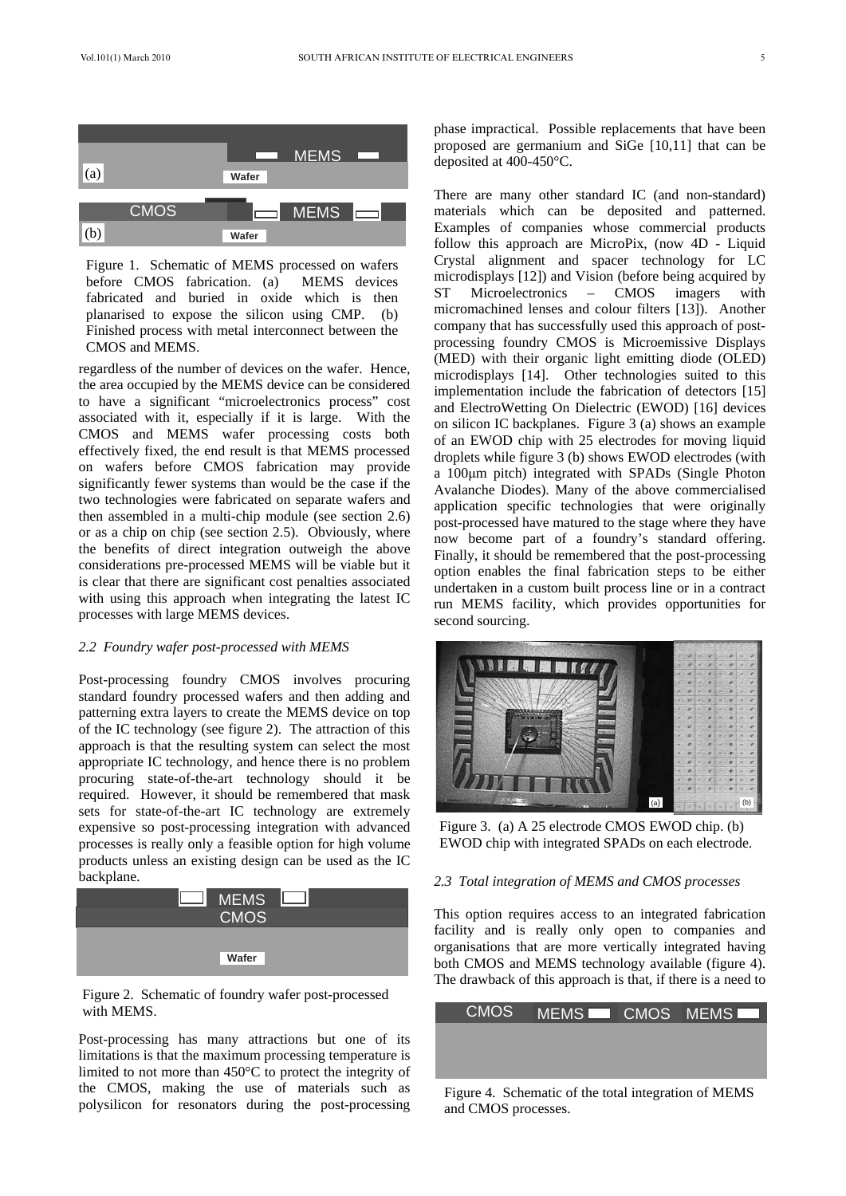Figure 1. Schematic of MEMS processed on wafers before CMOS fabrication. (a) MEMS devices fabricated and buried in oxide which is then planarised to expose the silicon using CMP. (b) Finished process with metal interconnect between the CMOS and MEMS.

regardless of the number of devices on the wafer. Hence, the area occupied by the MEMS device can be considered to have a significant "microelectronics process" cost associated with it, especially if it is large. With the CMOS and MEMS wafer processing costs both effectively fixed, the end result is that MEMS processed on wafers before CMOS fabrication may provide significantly fewer systems than would be the case if the two technologies were fabricated on separate wafers and then assembled in a multi-chip module (see section 2.6) or as a chip on chip (see section 2.5). Obviously, where the benefits of direct integration outweigh the above considerations pre-processed MEMS will be viable but it is clear that there are significant cost penalties associated with using this approach when integrating the latest IC processes with large MEMS devices.

### *2.2 Foundry wafer post-processed with MEMS*

Post-processing foundry CMOS involves procuring standard foundry processed wafers and then adding and patterning extra layers to create the MEMS device on top of the IC technology (see figure 2). The attraction of this approach is that the resulting system can select the most appropriate IC technology, and hence there is no problem procuring state-of-the-art technology should it be required. However, it should be remembered that mask sets for state-of-the-art IC technology are extremely expensive so post-processing integration with advanced processes is really only a feasible option for high volume products unless an existing design can be used as the IC backplane.

Figure 2. Schematic of foundry wafer post-processed with MEMS.

Post-processing has many attractions but one of its limitations is that the maximum processing temperature is limited to not more than 450°C to protect the integrity of the CMOS, making the use of materials such as polysilicon for resonators during the post-processing phase impractical. Possible replacements that have been proposed are germanium and SiGe [10,11] that can be deposited at 400-450°C.

There are many other standard IC (and non-standard) materials which can be deposited and patterned. Examples of companies whose commercial products follow this approach are MicroPix, (now 4D - Liquid Crystal alignment and spacer technology for LC microdisplays [12]) and Vision (before being acquired by ST Microelectronics – CMOS imagers with micromachined lenses and colour filters [13]). Another company that has successfully used this approach of post-processing foundry CMOS is Microemissive Displays (MED) with their organic light emitting diode (OLED) microdisplays [14]. Other technologies suited to this implementation include the fabrication of detectors [15] and ElectroWetting On Dielectric (EWOD) [16] devices on silicon IC backplanes. Figure 3 (a) shows an example of an EWOD chip with 25 electrodes for moving liquid droplets while figure 3 (b) shows EWOD electrodes (with a 100μm pitch) integrated with SPADs (Single Photon Avalanche Diodes). Many of the above commercialised application specific technologies that were originally post-processed have matured to the stage where they have now become part of a foundry's standard offering. Finally, it should be remembered that the post-processing option enables the final fabrication steps to be either undertaken in a custom built process line or in a contract run MEMS facility, which provides opportunities for second sourcing.

Figure 3. (a) A 25 electrode CMOS EWOD chip. (b) EWOD chip with integrated SPADs on each electrode.

### *2.3 Total integration of MEMS and CMOS processes*

This option requires access to an integrated fabrication facility and is really only open to companies and organisations that are more vertically integrated having both CMOS and MEMS technology available (figure 4). The drawback of this approach is that, if there is a need to

Figure 4. Schematic of the total integration of MEMS and CMOS processes.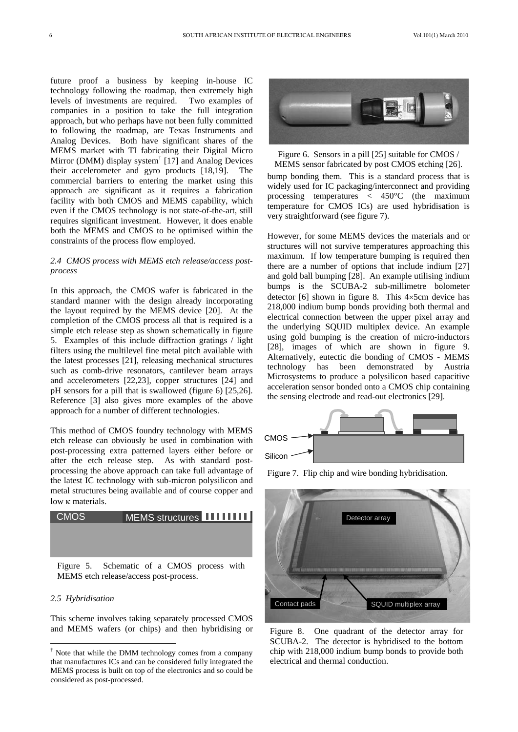future proof a business by keeping in-house IC technology following the roadmap, then extremely high levels of investments are required. Two examples of companies in a position to take the full integration approach, but who perhaps have not been fully committed to following the roadmap, are Texas Instruments and Analog Devices. Both have significant shares of the MEMS market with TI fabricating their Digital Micro Mirror (DMM) display system† [17] and Analog Devices their accelerometer and gyro products [18,19]. The commercial barriers to entering the market using this approach are significant as it requires a fabrication facility with both CMOS and MEMS capability, which even if the CMOS technology is not state-of-the-art, still requires significant investment. However, it does enable both the MEMS and CMOS to be optimised within the constraints of the process flow employed.

### *2.4 CMOS process with MEMS etch release/access post-process*

In this approach, the CMOS wafer is fabricated in the standard manner with the design already incorporating the layout required by the MEMS device [20]. At the completion of the CMOS process all that is required is a simple etch release step as shown schematically in figure 5. Examples of this include diffraction gratings / light filters using the multilevel fine metal pitch available with the latest processes [21], releasing mechanical structures such as comb-drive resonators, cantilever beam arrays and accelerometers [22,23], copper structures [24] and pH sensors for a pill that is swallowed (figure 6) [25,26]. Reference [3] also gives more examples of the above approach for a number of different technologies.

This method of CMOS foundry technology with MEMS etch release can obviously be used in combination with post-processing extra patterned layers either before or after the etch release step. As with standard post-processing the above approach can take full advantage of the latest IC technology with sub-micron polysilicon and metal structures being available and of course copper and low κ materials.

CMOS MEMS structures

Figure 5. Schematic of a CMOS process with MEMS etch release/access post-process.

### *2.5 Hybridisation*

This scheme involves taking separately processed CMOS and MEMS wafers (or chips) and then hybridising or bump bonding them. This is a standard process that is widely used for IC packaging/interconnect and providing processing temperatures < 450°C (the maximum temperature for CMOS ICs) are used hybridisation is very straightforward (see figure 7).

Figure 6. Sensors in a pill [25] suitable for CMOS / MEMS sensor fabricated by post CMOS etching [26].

However, for some MEMS devices the materials and or structures will not survive temperatures approaching this maximum. If low temperature bumping is required then there are a number of options that include indium [27] and gold ball bumping [28]. An example utilising indium bumps is the SCUBA-2 sub-millimetre bolometer detector [6] shown in figure 8. This 4×5cm device has 218,000 indium bump bonds providing both thermal and electrical connection between the upper pixel array and the underlying SQUID multiplex device. An example using gold bumping is the creation of micro-inductors [28], images of which are shown in figure 9. Alternatively, eutectic die bonding of CMOS - MEMS technology has been demonstrated by Austria Microsystems to produce a polysilicon based capacitive acceleration sensor bonded onto a CMOS chip containing the sensing electrode and read-out electronics [29].

CMOS

Silicon

Figure 7. Flip chip and wire bonding hybridisation.

Detector array

Contact pads

SQUID multiplex array

Figure 8. One quadrant of the detector array for SCUBA-2. The detector is hybridised to the bottom chip with 218,000 indium bump bonds to provide both electrical and thermal conduction.

† Note that while the DMM technology comes from a company that manufactures ICs and can be considered fully integrated the MEMS process is built on top of the electronics and so could be considered as post-processed.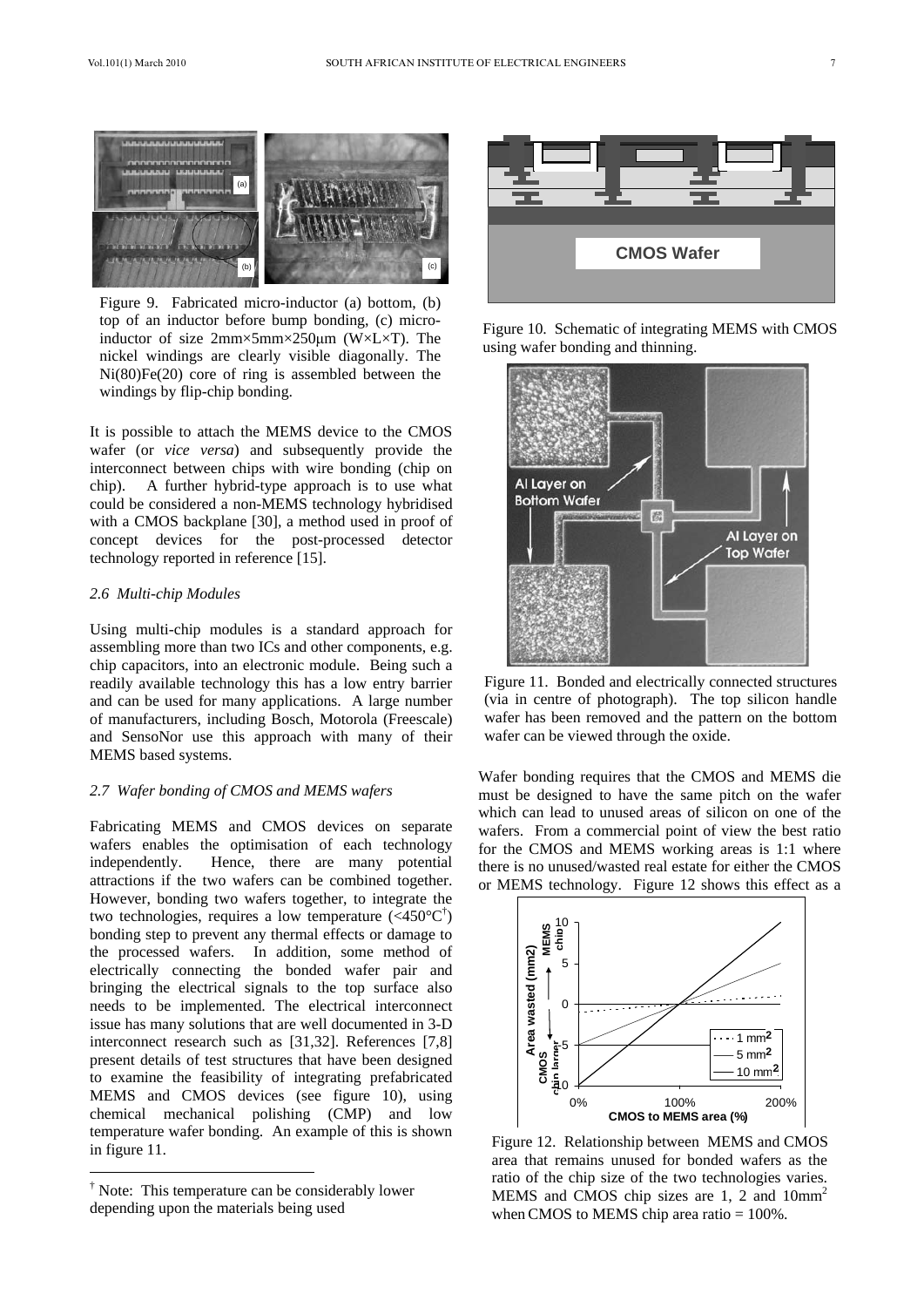Figure 9. Fabricated micro-inductor (a) bottom, (b) top of an inductor before bump bonding, (c) micro-inductor of size 2mm×5mm×250µm (W×L×T). The nickel windings are clearly visible diagonally. The Ni(80)Fe(20) core of ring is assembled between the windings by flip-chip bonding.

It is possible to attach the MEMS device to the CMOS wafer (or *vice versa*) and subsequently provide the interconnect between chips with wire bonding (chip on chip). A further hybrid-type approach is to use what could be considered a non-MEMS technology hybridised with a CMOS backplane [30], a method used in proof of concept devices for the post-processed detector technology reported in reference [15].

### *2.6 Multi-chip Modules*

Using multi-chip modules is a standard approach for assembling more than two ICs and other components, e.g. chip capacitors, into an electronic module. Being such a readily available technology this has a low entry barrier and can be used for many applications. A large number of manufacturers, including Bosch, Motorola (Freescale) and SensoNor use this approach with many of their MEMS based systems.

### *2.7 Wafer bonding of CMOS and MEMS wafers*

Fabricating MEMS and CMOS devices on separate wafers enables the optimisation of each technology independently. Hence, there are many potential attractions if the two wafers can be combined together. However, bonding two wafers together, to integrate the two technologies, requires a low temperature (<450°C[†]) bonding step to prevent any thermal effects or damage to the processed wafers. In addition, some method of electrically connecting the bonded wafer pair and bringing the electrical signals to the top surface also needs to be implemented. The electrical interconnect issue has many solutions that are well documented in 3-D interconnect research such as [31,32]. References [7,8] present details of test structures that have been designed to examine the feasibility of integrating prefabricated MEMS and CMOS devices (see figure 10), using chemical mechanical polishing (CMP) and low temperature wafer bonding. An example of this is shown in figure 11.

[†] Note: This temperature can be considerably lower depending upon the materials being used

Figure 10. Schematic of integrating MEMS with CMOS using wafer bonding and thinning.

Figure 11. Bonded and electrically connected structures (via in centre of photograph). The top silicon handle wafer has been removed and the pattern on the bottom wafer can be viewed through the oxide.

Wafer bonding requires that the CMOS and MEMS die must be designed to have the same pitch on the wafer which can lead to unused areas of silicon on one of the wafers. From a commercial point of view the best ratio for the CMOS and MEMS working areas is 1:1 where there is no unused/wasted real estate for either the CMOS or MEMS technology. Figure 12 shows this effect as a

Figure 12. Relationship between MEMS and CMOS area that remains unused for bonded wafers as the ratio of the chip size of the two technologies varies. MEMS and CMOS chip sizes are 1, 2 and 10mm$^2$ when CMOS to MEMS chip area ratio = 100%.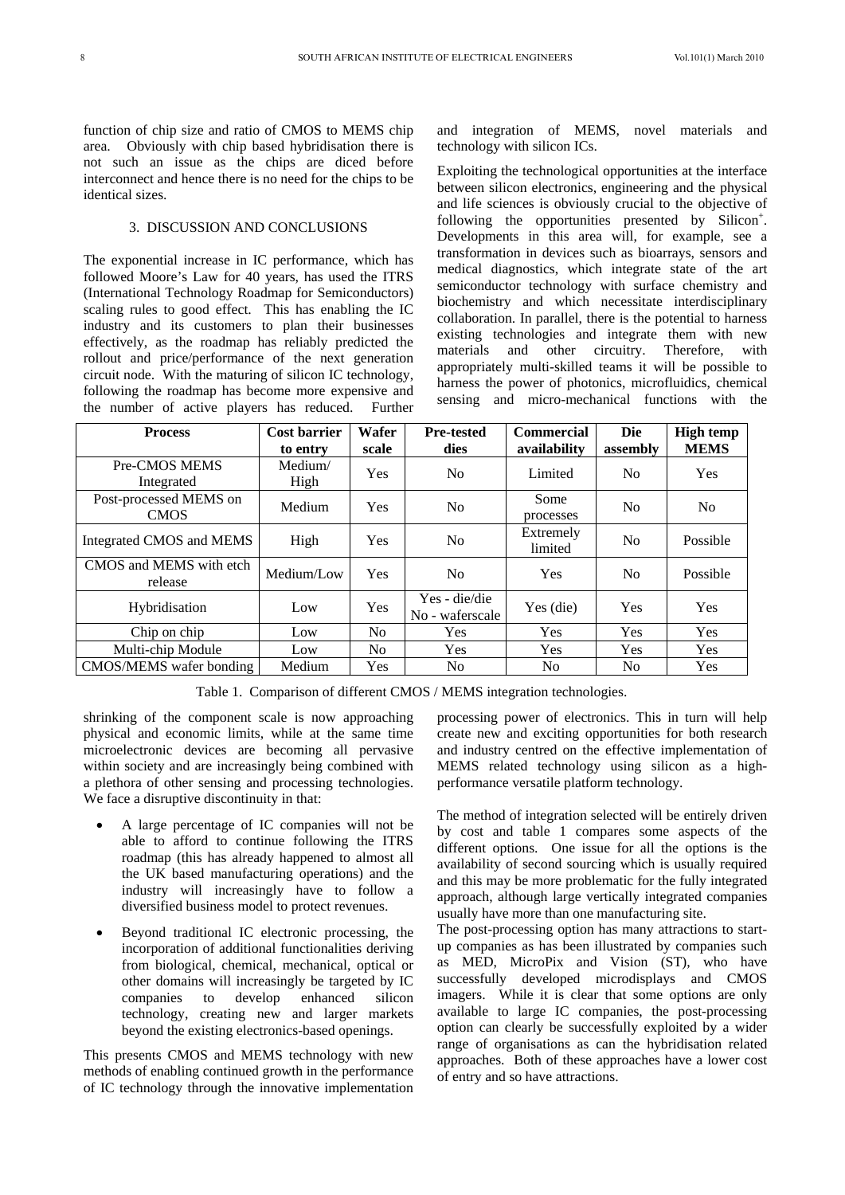function of chip size and ratio of CMOS to MEMS chip area. Obviously with chip based hybridisation there is not such an issue as the chips are diced before interconnect and hence there is no need for the chips to be identical sizes.

## 3. DISCUSSION AND CONCLUSIONS

The exponential increase in IC performance, which has followed Moore's Law for 40 years, has used the ITRS (International Technology Roadmap for Semiconductors) scaling rules to good effect. This has enabling the IC industry and its customers to plan their businesses effectively, as the roadmap has reliably predicted the rollout and price/performance of the next generation circuit node. With the maturing of silicon IC technology, following the roadmap has become more expensive and the number of active players has reduced. Further shrinking of the component scale is now approaching physical and economic limits, while at the same time microelectronic devices are becoming all pervasive within society and are increasingly being combined with a plethora of other sensing and processing technologies. We face a disruptive discontinuity in that:

- A large percentage of IC companies will not be able to afford to continue following the ITRS roadmap (this has already happened to almost all the UK based manufacturing operations) and the industry will increasingly have to follow a diversified business model to protect revenues.
- Beyond traditional IC electronic processing, the incorporation of additional functionalities deriving from biological, chemical, mechanical, optical or other domains will increasingly be targeted by IC companies to develop enhanced silicon technology, creating new and larger markets beyond the existing electronics-based openings.

This presents CMOS and MEMS technology with new methods of enabling continued growth in the performance of IC technology through the innovative implementation and integration of MEMS, novel materials and technology with silicon ICs.

Exploiting the technological opportunities at the interface between silicon electronics, engineering and the physical and life sciences is obviously crucial to the objective of following the opportunities presented by Silicon+. Developments in this area will, for example, see a transformation in devices such as bioarrays, sensors and medical diagnostics, which integrate state of the art semiconductor technology with surface chemistry and biochemistry and which necessitate interdisciplinary collaboration. In parallel, there is the potential to harness existing technologies and integrate them with new materials and other circuitry. Therefore, with appropriately multi-skilled teams it will be possible to harness the power of photonics, microfluidics, chemical sensing and micro-mechanical functions with the processing power of electronics. This in turn will help create new and exciting opportunities for both research and industry centred on the effective implementation of MEMS related technology using silicon as a high-performance versatile platform technology.

| Process | Cost barrier to entry | Wafer scale | Pre-tested dies | Commercial availability | Die assembly | High temp MEMS |
|---|---|---|---|---|---|---|
| Pre-CMOS MEMS Integrated | Medium/ High | Yes | No | Limited | No | Yes |
| Post-processed MEMS on CMOS | Medium | Yes | No | Some processes | No | No |
| Integrated CMOS and MEMS | High | Yes | No | Extremely limited | No | Possible |
| CMOS and MEMS with etch release | Medium/Low | Yes | No | Yes | No | Possible |
| Hybridisation | Low | Yes | Yes - die/die No - waferscale | Yes (die) | Yes | Yes |
| Chip on chip | Low | No | Yes | Yes | Yes | Yes |
| Multi-chip Module | Low | No | Yes | Yes | Yes | Yes |
| CMOS/MEMS wafer bonding | Medium | Yes | No | No | No | Yes |

Table 1. Comparison of different CMOS / MEMS integration technologies.

The method of integration selected will be entirely driven by cost and table 1 compares some aspects of the different options. One issue for all the options is the availability of second sourcing which is usually required and this may be more problematic for the fully integrated approach, although large vertically integrated companies usually have more than one manufacturing site.

The post-processing option has many attractions to start-up companies as has been illustrated by companies such as MED, MicroPix and Vision (ST), who have successfully developed microdisplays and CMOS imagers. While it is clear that some options are only available to large IC companies, the post-processing option can clearly be successfully exploited by a wider range of organisations as can the hybridisation related approaches. Both of these approaches have a lower cost of entry and so have attractions.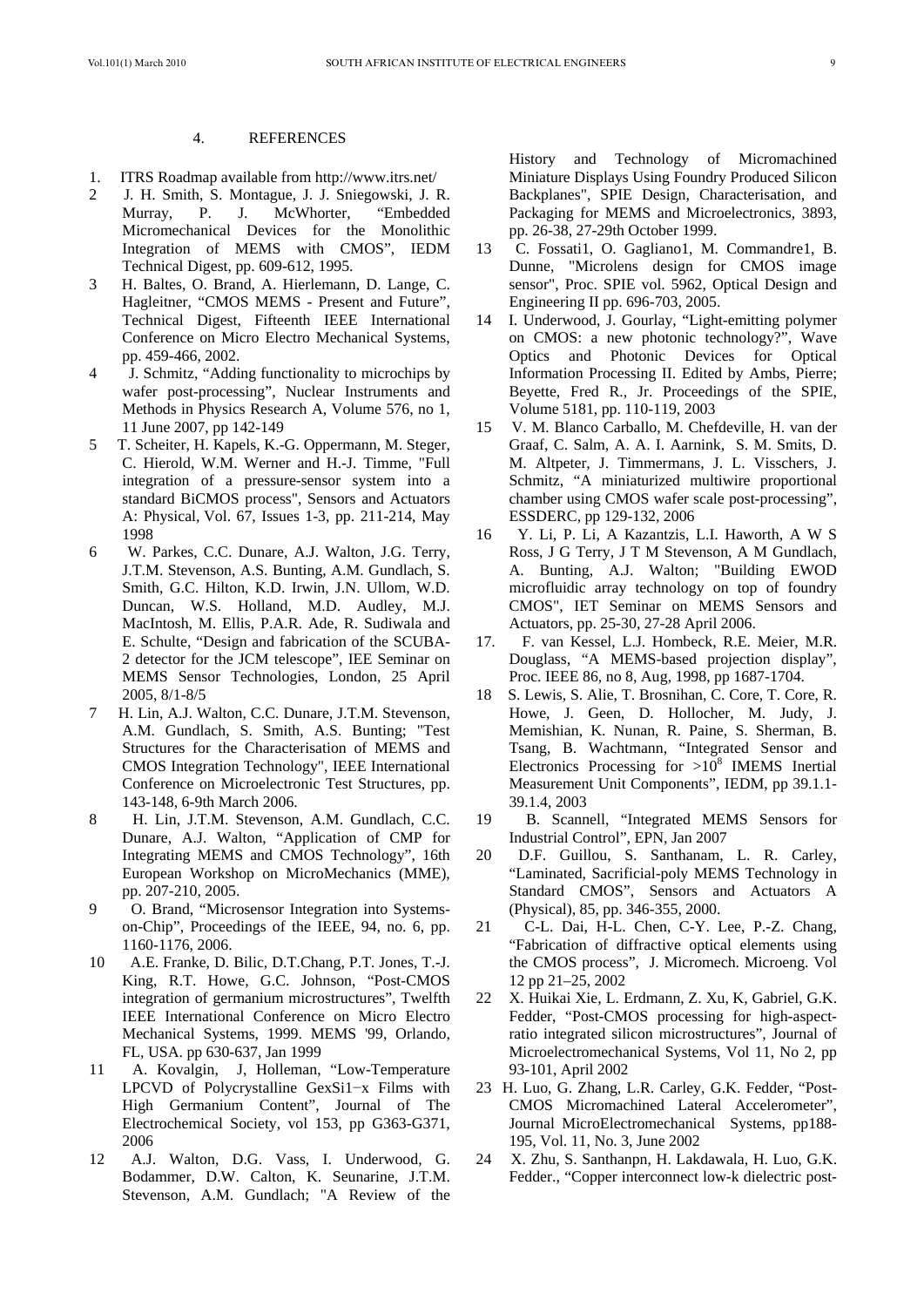## 4. REFERENCES

1. ITRS Roadmap available from http://www.itrs.net/
2. J. H. Smith, S. Montague, J. J. Sniegowski, J. R. Murray, P. J. McWhorter, "Embedded Micromechanical Devices for the Monolithic Integration of MEMS with CMOS", IEDM Technical Digest, pp. 609-612, 1995.
3. H. Baltes, O. Brand, A. Hierlemann, D. Lange, C. Hagleitner, "CMOS MEMS - Present and Future", Technical Digest, Fifteenth IEEE International Conference on Micro Electro Mechanical Systems, pp. 459-466, 2002.
4. J. Schmitz, "Adding functionality to microchips by wafer post-processing", Nuclear Instruments and Methods in Physics Research A, Volume 576, no 1, 11 June 2007, pp 142-149
5. T. Scheiter, H. Kapels, K.-G. Oppermann, M. Steger, C. Hierold, W.M. Werner and H.-J. Timme, "Full integration of a pressure-sensor system into a standard BiCMOS process", Sensors and Actuators A: Physical, Vol. 67, Issues 1-3, pp. 211-214, May 1998
6. W. Parkes, C.C. Dunare, A.J. Walton, J.G. Terry, J.T.M. Stevenson, A.S. Bunting, A.M. Gundlach, S. Smith, G.C. Hilton, K.D. Irwin, J.N. Ullom, W.D. Duncan, W.S. Holland, M.D. Audley, M.J. MacIntosh, M. Ellis, P.A.R. Ade, R. Sudiwala and E. Schulte, "Design and fabrication of the SCUBA-2 detector for the JCM telescope", IEE Seminar on MEMS Sensor Technologies, London, 25 April 2005, 8/1-8/5
7. H. Lin, A.J. Walton, C.C. Dunare, J.T.M. Stevenson, A.M. Gundlach, S. Smith, A.S. Bunting; "Test Structures for the Characterisation of MEMS and CMOS Integration Technology", IEEE International Conference on Microelectronic Test Structures, pp. 143-148, 6-9th March 2006.
8. H. Lin, J.T.M. Stevenson, A.M. Gundlach, C.C. Dunare, A.J. Walton, "Application of CMP for Integrating MEMS and CMOS Technology", 16th European Workshop on MicroMechanics (MME), pp. 207-210, 2005.
9. O. Brand, "Microsensor Integration into Systems-on-Chip", Proceedings of the IEEE, 94, no. 6, pp. 1160-1176, 2006.
10. A.E. Franke, D. Bilic, D.T.Chang, P.T. Jones, T.-J. King, R.T. Howe, G.C. Johnson, "Post-CMOS integration of germanium microstructures", Twelfth IEEE International Conference on Micro Electro Mechanical Systems, 1999. MEMS '99, Orlando, FL, USA. pp 630-637, Jan 1999
11. A. Kovalgin, J, Holleman, "Low-Temperature LPCVD of Polycrystalline GexSi1−x Films with High Germanium Content", Journal of The Electrochemical Society, vol 153, pp G363-G371, 2006
12. A.J. Walton, D.G. Vass, I. Underwood, G. Bodammer, D.W. Calton, K. Seunarine, J.T.M. Stevenson, A.M. Gundlach; "A Review of the History and Technology of Micromachined Miniature Displays Using Foundry Produced Silicon Backplanes", SPIE Design, Characterisation, and Packaging for MEMS and Microelectronics, 3893, pp. 26-38, 27-29th October 1999.
13. C. Fossati1, O. Gagliano1, M. Commandre1, B. Dunne, "Microlens design for CMOS image sensor", Proc. SPIE vol. 5962, Optical Design and Engineering II pp. 696-703, 2005.
14. I. Underwood, J. Gourlay, "Light-emitting polymer on CMOS: a new photonic technology?", Wave Optics and Photonic Devices for Optical Information Processing II. Edited by Ambs, Pierre; Beyette, Fred R., Jr. Proceedings of the SPIE, Volume 5181, pp. 110-119, 2003
15. V. M. Blanco Carballo, M. Chefdeville, H. van der Graaf, C. Salm, A. A. I. Aarnink, S. M. Smits, D. M. Altpeter, J. Timmermans, J. L. Visschers, J. Schmitz, "A miniaturized multiwire proportional chamber using CMOS wafer scale post-processing", ESSDERC, pp 129-132, 2006
16. Y. Li, P. Li, A Kazantzis, L.I. Haworth, A W S Ross, J G Terry, J T M Stevenson, A M Gundlach, A. Bunting, A.J. Walton; "Building EWOD microfluidic array technology on top of foundry CMOS", IET Seminar on MEMS Sensors and Actuators, pp. 25-30, 27-28 April 2006.
17. F. van Kessel, L.J. Hombeck, R.E. Meier, M.R. Douglass, "A MEMS-based projection display", Proc. IEEE 86, no 8, Aug, 1998, pp 1687-1704.
18. S. Lewis, S. Alie, T. Brosnihan, C. Core, T. Core, R. Howe, J. Geen, D. Hollocher, M. Judy, J. Memishian, K. Nunan, R. Paine, S. Sherman, B. Tsang, B. Wachtmann, "Integrated Sensor and Electronics Processing for $>10^8$ IMEMS Inertial Measurement Unit Components", IEDM, pp 39.1.1-39.1.4, 2003
19. B. Scannell, "Integrated MEMS Sensors for Industrial Control", EPN, Jan 2007
20. D.F. Guillou, S. Santhanam, L. R. Carley, "Laminated, Sacrificial-poly MEMS Technology in Standard CMOS", Sensors and Actuators A (Physical), 85, pp. 346-355, 2000.
21. C-L. Dai, H-L. Chen, C-Y. Lee, P.-Z. Chang, "Fabrication of diffractive optical elements using the CMOS process", J. Micromech. Microeng. Vol 12 pp 21–25, 2002
22. X. Huikai Xie, L. Erdmann, Z. Xu, K, Gabriel, G.K. Fedder, "Post-CMOS processing for high-aspect-ratio integrated silicon microstructures", Journal of Microelectromechanical Systems, Vol 11, No 2, pp 93-101, April 2002
23. H. Luo, G. Zhang, L.R. Carley, G.K. Fedder, "Post-CMOS Micromachined Lateral Accelerometer", Journal MicroElectromechanical Systems, pp188-195, Vol. 11, No. 3, June 2002
24. X. Zhu, S. Santhanpn, H. Lakdawala, H. Luo, G.K. Fedder., "Copper interconnect low-k dielectric post-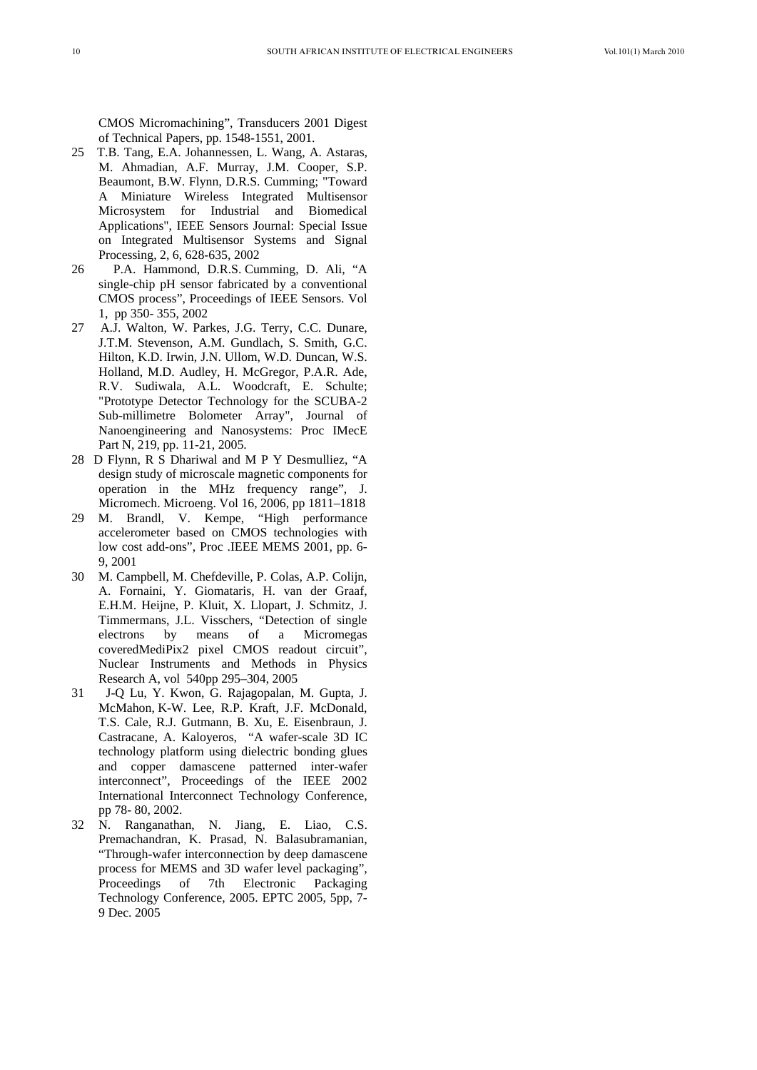CMOS Micromachining", Transducers 2001 Digest of Technical Papers, pp. 1548-1551, 2001.

25 T.B. Tang, E.A. Johannessen, L. Wang, A. Astaras, M. Ahmadian, A.F. Murray, J.M. Cooper, S.P. Beaumont, B.W. Flynn, D.R.S. Cumming; "Toward A Miniature Wireless Integrated Multisensor Microsystem for Industrial and Biomedical Applications", IEEE Sensors Journal: Special Issue on Integrated Multisensor Systems and Signal Processing, 2, 6, 628-635, 2002

26 P.A. Hammond, D.R.S. Cumming, D. Ali, "A single-chip pH sensor fabricated by a conventional CMOS process", Proceedings of IEEE Sensors. Vol 1, pp 350- 355, 2002

27 A.J. Walton, W. Parkes, J.G. Terry, C.C. Dunare, J.T.M. Stevenson, A.M. Gundlach, S. Smith, G.C. Hilton, K.D. Irwin, J.N. Ullom, W.D. Duncan, W.S. Holland, M.D. Audley, H. McGregor, P.A.R. Ade, R.V. Sudiwala, A.L. Woodcraft, E. Schulte; "Prototype Detector Technology for the SCUBA-2 Sub-millimetre Bolometer Array", Journal of Nanoengineering and Nanosystems: Proc IMecE Part N, 219, pp. 11-21, 2005.

28 D Flynn, R S Dhariwal and M P Y Desmulliez, "A design study of microscale magnetic components for operation in the MHz frequency range", J. Micromech. Microeng. Vol 16, 2006, pp 1811–1818

29 M. Brandl, V. Kempe, "High performance accelerometer based on CMOS technologies with low cost add-ons", Proc .IEEE MEMS 2001, pp. 6-9, 2001

30 M. Campbell, M. Chefdeville, P. Colas, A.P. Colijn, A. Fornaini, Y. Giomataris, H. van der Graaf, E.H.M. Heijne, P. Kluit, X. Llopart, J. Schmitz, J. Timmermans, J.L. Visschers, "Detection of single electrons by means of a Micromegas coveredMediPix2 pixel CMOS readout circuit", Nuclear Instruments and Methods in Physics Researcha A, vol 540pp 295–304, 2005

31 J-Q Lu, Y. Kwon, G. Rajagopalan, M. Gupta, J. McMahon, K-W. Lee, R.P. Kraft, J.F. McDonald, T.S. Cale, R.J. Gutmann, B. Xu, E. Eisenbraun, J. Castracane, A. Kaloyeros, "A wafer-scale 3D IC technology platform using dielectric bonding glues and copper damascene patterned inter-wafer interconnect", Proceedings of the IEEE 2002 International Interconnect Technology Conference, pp 78- 80, 2002.

32 N. Ranganathan, N. Jiang, E. Liao, C.S. Premachandran, K. Prasad, N. Balasubramanian, "Through-wafer interconnection by deep damascene process for MEMS and 3D wafer level packaging", Proceedings of 7th Electronic Packaging Technology Conference, 2005. EPTC 2005, 5pp, 7-9 Dec. 2005